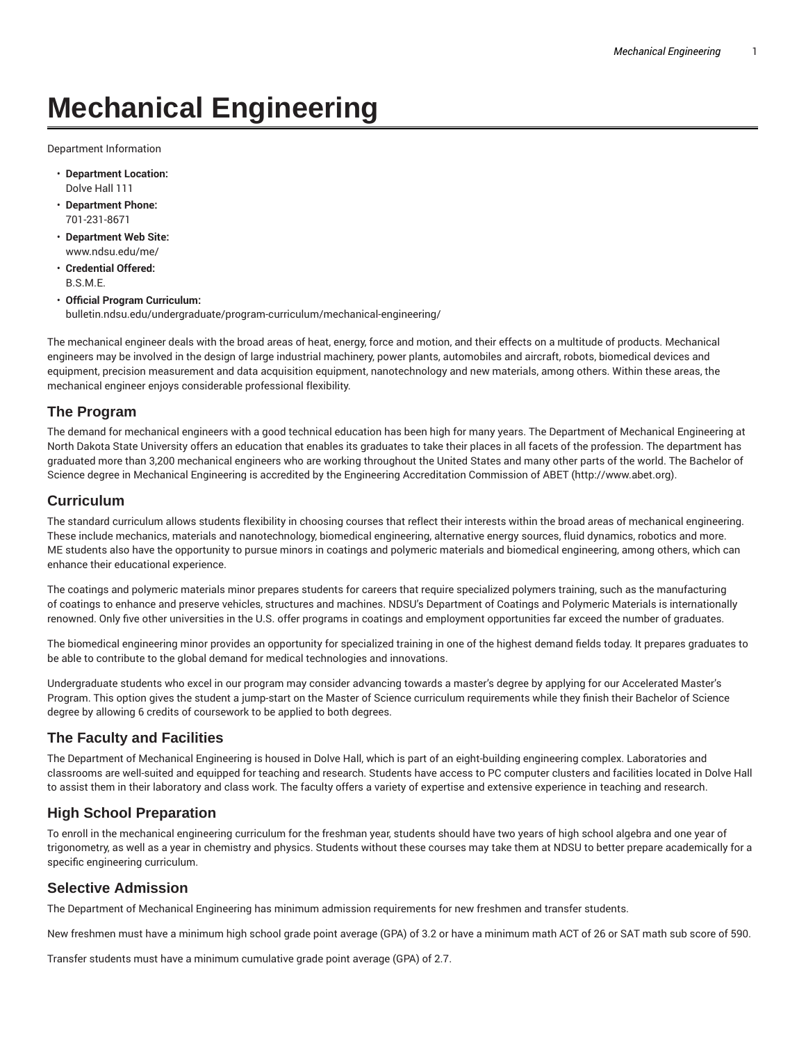# Mechanical Engineering

Department Information

- **Department Location:**
  Dolve Hall 111
- **Department Phone:**
  701-231-8671
- **Department Web Site:**
  www.ndsu.edu/me/
- **Credential Offered:**
  B.S.M.E.
- **Official Program Curriculum:**
  bulletin.ndsu.edu/undergraduate/program-curriculum/mechanical-engineering/

The mechanical engineer deals with the broad areas of heat, energy, force and motion, and their effects on a multitude of products. Mechanical engineers may be involved in the design of large industrial machinery, power plants, automobiles and aircraft, robots, biomedical devices and equipment, precision measurement and data acquisition equipment, nanotechnology and new materials, among others. Within these areas, the mechanical engineer enjoys considerable professional flexibility.

## The Program

The demand for mechanical engineers with a good technical education has been high for many years. The Department of Mechanical Engineering at North Dakota State University offers an education that enables its graduates to take their places in all facets of the profession. The department has graduated more than 3,200 mechanical engineers who are working throughout the United States and many other parts of the world. The Bachelor of Science degree in Mechanical Engineering is accredited by the Engineering Accreditation Commission of ABET (http://www.abet.org).

## Curriculum

The standard curriculum allows students flexibility in choosing courses that reflect their interests within the broad areas of mechanical engineering. These include mechanics, materials and nanotechnology, biomedical engineering, alternative energy sources, fluid dynamics, robotics and more. ME students also have the opportunity to pursue minors in coatings and polymeric materials and biomedical engineering, among others, which can enhance their educational experience.

The coatings and polymeric materials minor prepares students for careers that require specialized polymers training, such as the manufacturing of coatings to enhance and preserve vehicles, structures and machines. NDSU's Department of Coatings and Polymeric Materials is internationally renowned. Only five other universities in the U.S. offer programs in coatings and employment opportunities far exceed the number of graduates.

The biomedical engineering minor provides an opportunity for specialized training in one of the highest demand fields today. It prepares graduates to be able to contribute to the global demand for medical technologies and innovations.

Undergraduate students who excel in our program may consider advancing towards a master's degree by applying for our Accelerated Master's Program. This option gives the student a jump-start on the Master of Science curriculum requirements while they finish their Bachelor of Science degree by allowing 6 credits of coursework to be applied to both degrees.

## The Faculty and Facilities

The Department of Mechanical Engineering is housed in Dolve Hall, which is part of an eight-building engineering complex. Laboratories and classrooms are well-suited and equipped for teaching and research. Students have access to PC computer clusters and facilities located in Dolve Hall to assist them in their laboratory and class work. The faculty offers a variety of expertise and extensive experience in teaching and research.

## High School Preparation

To enroll in the mechanical engineering curriculum for the freshman year, students should have two years of high school algebra and one year of trigonometry, as well as a year in chemistry and physics. Students without these courses may take them at NDSU to better prepare academically for a specific engineering curriculum.

## Selective Admission

The Department of Mechanical Engineering has minimum admission requirements for new freshmen and transfer students.

New freshmen must have a minimum high school grade point average (GPA) of 3.2 or have a minimum math ACT of 26 or SAT math sub score of 590.

Transfer students must have a minimum cumulative grade point average (GPA) of 2.7.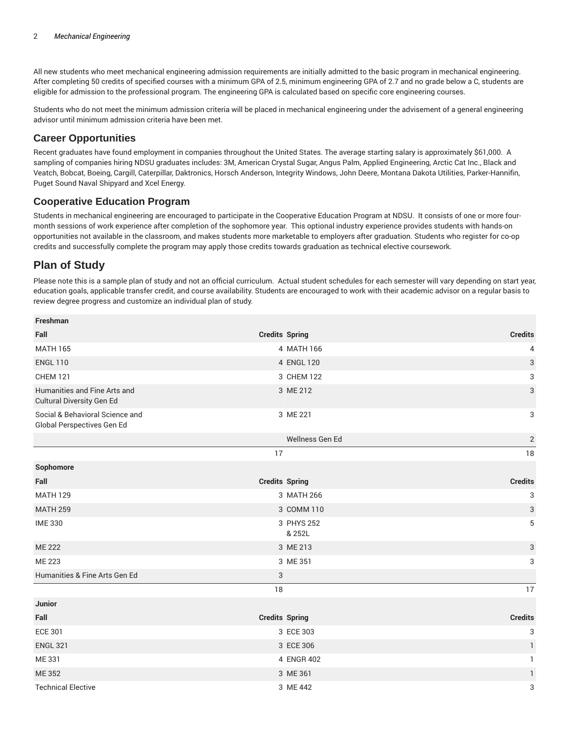All new students who meet mechanical engineering admission requirements are initially admitted to the basic program in mechanical engineering. After completing 50 credits of specified courses with a minimum GPA of 2.5, minimum engineering GPA of 2.7 and no grade below a C, students are eligible for admission to the professional program. The engineering GPA is calculated based on specific core engineering courses.

Students who do not meet the minimum admission criteria will be placed in mechanical engineering under the advisement of a general engineering advisor until minimum admission criteria have been met.

## Career Opportunities

Recent graduates have found employment in companies throughout the United States. The average starting salary is approximately $61,000. A sampling of companies hiring NDSU graduates includes: 3M, American Crystal Sugar, Angus Palm, Applied Engineering, Arctic Cat Inc., Black and Veatch, Bobcat, Boeing, Cargill, Caterpillar, Daktronics, Horsch Anderson, Integrity Windows, John Deere, Montana Dakota Utilities, Parker-Hannifin, Puget Sound Naval Shipyard and Xcel Energy.

## Cooperative Education Program

Students in mechanical engineering are encouraged to participate in the Cooperative Education Program at NDSU. It consists of one or more four-month sessions of work experience after completion of the sophomore year. This optional industry experience provides students with hands-on opportunities not available in the classroom, and makes students more marketable to employers after graduation. Students who register for co-op credits and successfully complete the program may apply those credits towards graduation as technical elective coursework.

## Plan of Study

Please note this is a sample plan of study and not an official curriculum. Actual student schedules for each semester will vary depending on start year, education goals, applicable transfer credit, and course availability. Students are encouraged to work with their academic advisor on a regular basis to review degree progress and customize an individual plan of study.

| **Freshman** | | | |
|---|---|---|---|
| **Fall** | **Credits** | **Spring** | **Credits** |
| MATH 165 | 4 | MATH 166 | 4 |
| ENGL 110 | 4 | ENGL 120 | 3 |
| CHEM 121 | 3 | CHEM 122 | 3 |
| Humanities and Fine Arts and Cultural Diversity Gen Ed | 3 | ME 212 | 3 |
| Social & Behavioral Science and Global Perspectives Gen Ed | 3 | ME 221 | 3 |
| | | Wellness Gen Ed | 2 |
| | 17 | | 18 |
| **Sophomore** | | | |
| **Fall** | **Credits** | **Spring** | **Credits** |
| MATH 129 | 3 | MATH 266 | 3 |
| MATH 259 | 3 | COMM 110 | 3 |
| IME 330 | 3 | PHYS 252 & 252L | 5 |
| ME 222 | 3 | ME 213 | 3 |
| ME 223 | 3 | ME 351 | 3 |
| Humanities & Fine Arts Gen Ed | 3 | | |
| | 18 | | 17 |
| **Junior** | | | |
| **Fall** | **Credits** | **Spring** | **Credits** |
| ECE 301 | 3 | ECE 303 | 3 |
| ENGL 321 | 3 | ECE 306 | 1 |
| ME 331 | 4 | ENGR 402 | 1 |
| ME 352 | 3 | ME 361 | 1 |
| Technical Elective | 3 | ME 442 | 3 |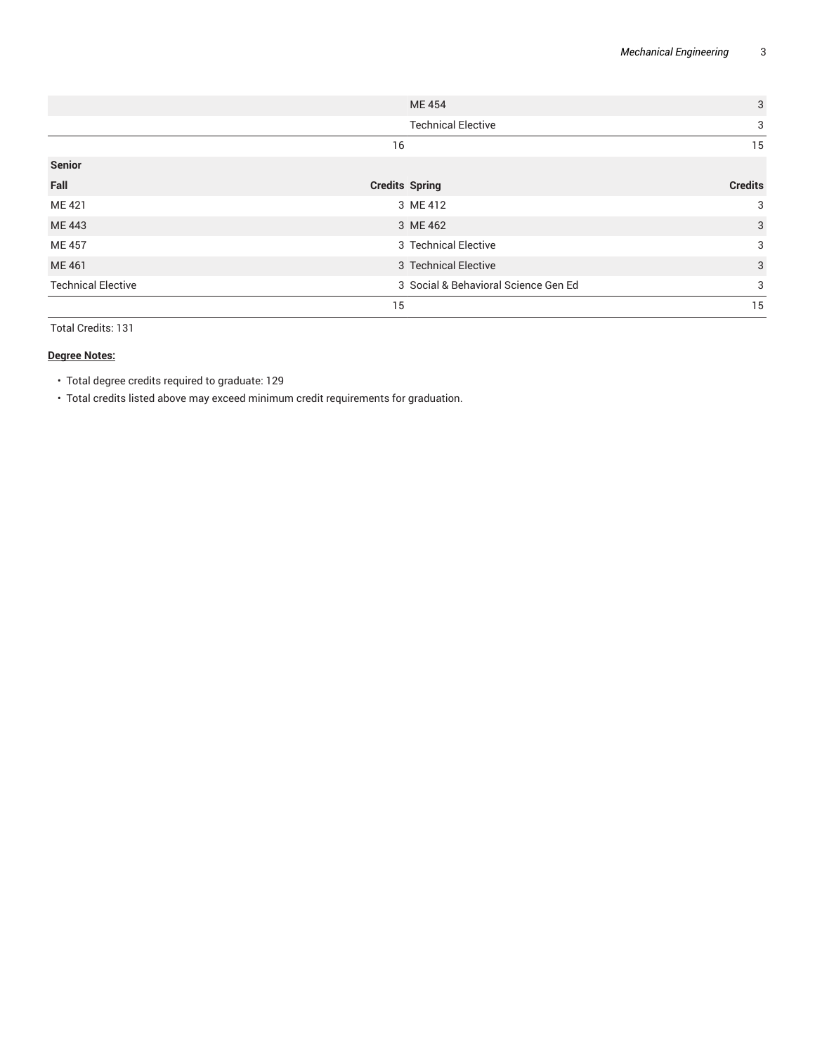| | | | |
|---|---|---|---|
| | | ME 454 | 3 |
| | | Technical Elective | 3 |
| | 16 | | 15 |
| **Senior** | | | |
| **Fall** | **Credits** | **Spring** | **Credits** |
| ME 421 | 3 | ME 412 | 3 |
| ME 443 | 3 | ME 462 | 3 |
| ME 457 | 3 | Technical Elective | 3 |
| ME 461 | 3 | Technical Elective | 3 |
| Technical Elective | 3 | Social & Behavioral Science Gen Ed | 3 |
| | 15 | | 15 |

Total Credits: 131

**Degree Notes:**

- Total degree credits required to graduate: 129
- Total credits listed above may exceed minimum credit requirements for graduation.